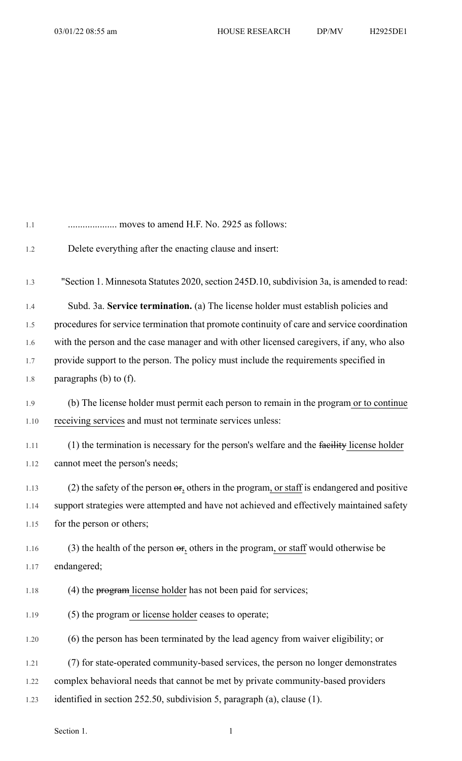.................... moves to amend H.F. No. 2925 as follows:

Delete everything after the enacting clause and insert:

"Section 1. Minnesota Statutes 2020, section 245D.10, subdivision 3a, is amended to read:

Subd. 3a. **Service termination.** (a) The license holder must establish policies and procedures for service termination that promote continuity of care and service coordination with the person and the case manager and with other licensed caregivers, if any, who also provide support to the person. The policy must include the requirements specified in paragraphs (b) to (f).

(b) The license holder must permit each person to remain in the program or to continue receiving services and must not terminate services unless:

(1) the termination is necessary for the person's welfare and the ~~facility~~ license holder cannot meet the person's needs;

(2) the safety of the person ~~or~~, others in the program, or staff is endangered and positive support strategies were attempted and have not achieved and effectively maintained safety for the person or others;

(3) the health of the person ~~or~~, others in the program, or staff would otherwise be endangered;

(4) the ~~program~~ license holder has not been paid for services;

(5) the program or license holder ceases to operate;

(6) the person has been terminated by the lead agency from waiver eligibility; or

(7) for state-operated community-based services, the person no longer demonstrates complex behavioral needs that cannot be met by private community-based providers identified in section 252.50, subdivision 5, paragraph (a), clause (1).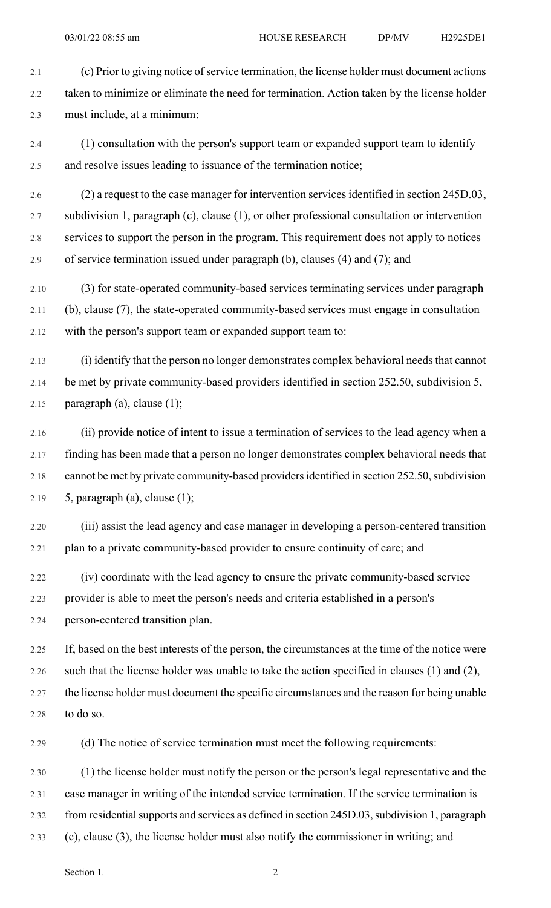(c) Prior to giving notice of service termination, the license holder must document actions taken to minimize or eliminate the need for termination. Action taken by the license holder must include, at a minimum:

(1) consultation with the person's support team or expanded support team to identify and resolve issues leading to issuance of the termination notice;

(2) a request to the case manager for intervention services identified in section 245D.03, subdivision 1, paragraph (c), clause (1), or other professional consultation or intervention services to support the person in the program. This requirement does not apply to notices of service termination issued under paragraph (b), clauses (4) and (7); and

(3) for state-operated community-based services terminating services under paragraph (b), clause (7), the state-operated community-based services must engage in consultation with the person's support team or expanded support team to:

(i) identify that the person no longer demonstrates complex behavioral needs that cannot be met by private community-based providers identified in section 252.50, subdivision 5, paragraph (a), clause (1);

(ii) provide notice of intent to issue a termination of services to the lead agency when a finding has been made that a person no longer demonstrates complex behavioral needs that cannot be met by private community-based providers identified in section 252.50, subdivision 5, paragraph (a), clause (1);

(iii) assist the lead agency and case manager in developing a person-centered transition plan to a private community-based provider to ensure continuity of care; and

(iv) coordinate with the lead agency to ensure the private community-based service provider is able to meet the person's needs and criteria established in a person's person-centered transition plan.

If, based on the best interests of the person, the circumstances at the time of the notice were such that the license holder was unable to take the action specified in clauses (1) and (2), the license holder must document the specific circumstances and the reason for being unable to do so.

(d) The notice of service termination must meet the following requirements:

(1) the license holder must notify the person or the person's legal representative and the case manager in writing of the intended service termination. If the service termination is from residential supports and services as defined in section 245D.03, subdivision 1, paragraph (c), clause (3), the license holder must also notify the commissioner in writing; and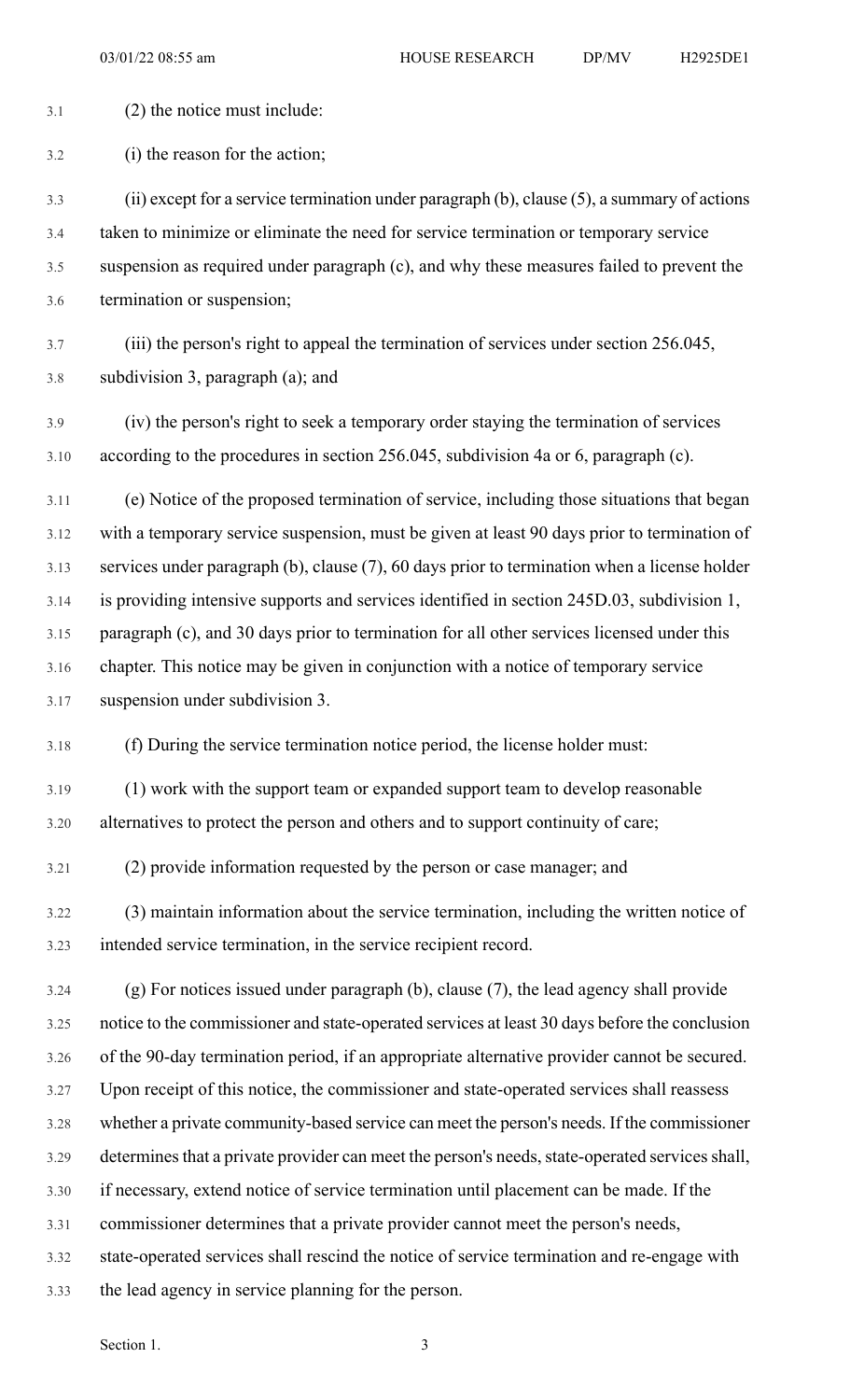(2) the notice must include:

(i) the reason for the action;

(ii) except for a service termination under paragraph (b), clause (5), a summary of actions taken to minimize or eliminate the need for service termination or temporary service suspension as required under paragraph (c), and why these measures failed to prevent the termination or suspension;

(iii) the person's right to appeal the termination of services under section 256.045, subdivision 3, paragraph (a); and

(iv) the person's right to seek a temporary order staying the termination of services according to the procedures in section 256.045, subdivision 4a or 6, paragraph (c).

(e) Notice of the proposed termination of service, including those situations that began with a temporary service suspension, must be given at least 90 days prior to termination of services under paragraph (b), clause (7), 60 days prior to termination when a license holder is providing intensive supports and services identified in section 245D.03, subdivision 1, paragraph (c), and 30 days prior to termination for all other services licensed under this chapter. This notice may be given in conjunction with a notice of temporary service suspension under subdivision 3.

(f) During the service termination notice period, the license holder must:

(1) work with the support team or expanded support team to develop reasonable alternatives to protect the person and others and to support continuity of care;

(2) provide information requested by the person or case manager; and

(3) maintain information about the service termination, including the written notice of intended service termination, in the service recipient record.

(g) For notices issued under paragraph (b), clause (7), the lead agency shall provide notice to the commissioner and state-operated services at least 30 days before the conclusion of the 90-day termination period, if an appropriate alternative provider cannot be secured. Upon receipt of this notice, the commissioner and state-operated services shall reassess whether a private community-based service can meet the person's needs. If the commissioner determines that a private provider can meet the person's needs, state-operated services shall, if necessary, extend notice of service termination until placement can be made. If the commissioner determines that a private provider cannot meet the person's needs, state-operated services shall rescind the notice of service termination and re-engage with the lead agency in service planning for the person.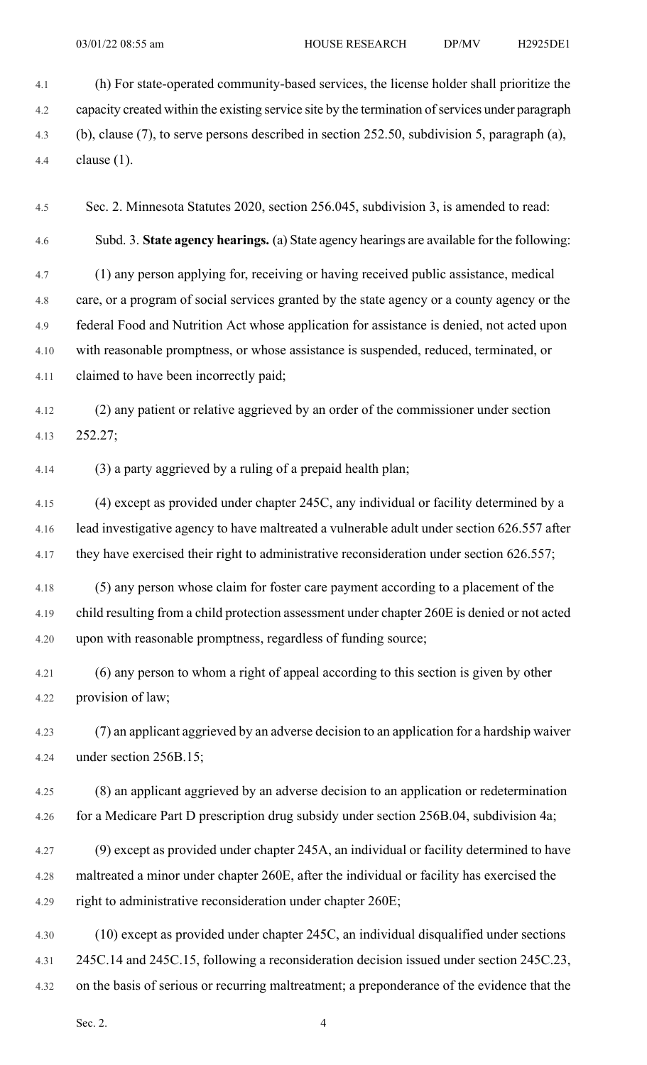(h) For state-operated community-based services, the license holder shall prioritize the capacity created within the existing service site by the termination of services under paragraph (b), clause (7), to serve persons described in section 252.50, subdivision 5, paragraph (a), clause (1).

Sec. 2. Minnesota Statutes 2020, section 256.045, subdivision 3, is amended to read:

Subd. 3. **State agency hearings.** (a) State agency hearings are available for the following:

(1) any person applying for, receiving or having received public assistance, medical care, or a program of social services granted by the state agency or a county agency or the federal Food and Nutrition Act whose application for assistance is denied, not acted upon with reasonable promptness, or whose assistance is suspended, reduced, terminated, or claimed to have been incorrectly paid;

(2) any patient or relative aggrieved by an order of the commissioner under section 252.27;

(3) a party aggrieved by a ruling of a prepaid health plan;

(4) except as provided under chapter 245C, any individual or facility determined by a lead investigative agency to have maltreated a vulnerable adult under section 626.557 after they have exercised their right to administrative reconsideration under section 626.557;

(5) any person whose claim for foster care payment according to a placement of the child resulting from a child protection assessment under chapter 260E is denied or not acted upon with reasonable promptness, regardless of funding source;

(6) any person to whom a right of appeal according to this section is given by other provision of law;

(7) an applicant aggrieved by an adverse decision to an application for a hardship waiver under section 256B.15;

(8) an applicant aggrieved by an adverse decision to an application or redetermination for a Medicare Part D prescription drug subsidy under section 256B.04, subdivision 4a;

(9) except as provided under chapter 245A, an individual or facility determined to have maltreated a minor under chapter 260E, after the individual or facility has exercised the right to administrative reconsideration under chapter 260E;

(10) except as provided under chapter 245C, an individual disqualified under sections 245C.14 and 245C.15, following a reconsideration decision issued under section 245C.23, on the basis of serious or recurring maltreatment; a preponderance of the evidence that the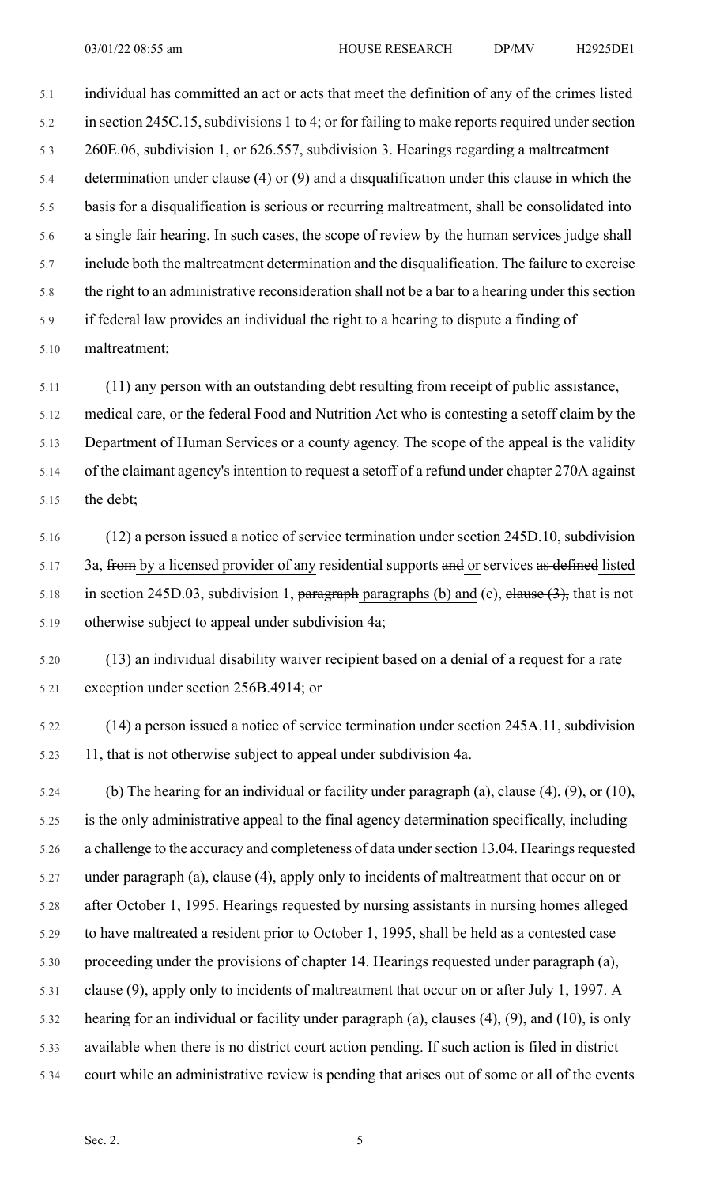individual has committed an act or acts that meet the definition of any of the crimes listed in section 245C.15, subdivisions 1 to 4; or for failing to make reports required under section 260E.06, subdivision 1, or 626.557, subdivision 3. Hearings regarding a maltreatment determination under clause (4) or (9) and a disqualification under this clause in which the basis for a disqualification is serious or recurring maltreatment, shall be consolidated into a single fair hearing. In such cases, the scope of review by the human services judge shall include both the maltreatment determination and the disqualification. The failure to exercise the right to an administrative reconsideration shall not be a bar to a hearing under this section if federal law provides an individual the right to a hearing to dispute a finding of maltreatment;

(11) any person with an outstanding debt resulting from receipt of public assistance, medical care, or the federal Food and Nutrition Act who is contesting a setoff claim by the Department of Human Services or a county agency. The scope of the appeal is the validity of the claimant agency's intention to request a setoff of a refund under chapter 270A against the debt;

(12) a person issued a notice of service termination under section 245D.10, subdivision 3a, ~~from~~ <u>by a licensed provider of any</u> residential supports ~~and~~ <u>or</u> services ~~as defined~~ <u>listed</u> in section 245D.03, subdivision 1, ~~paragraph~~ <u>paragraphs (b) and</u> (c), ~~clause (3),~~ that is not otherwise subject to appeal under subdivision 4a;

(13) an individual disability waiver recipient based on a denial of a request for a rate exception under section 256B.4914; or

(14) a person issued a notice of service termination under section 245A.11, subdivision 11, that is not otherwise subject to appeal under subdivision 4a.

(b) The hearing for an individual or facility under paragraph (a), clause (4), (9), or (10), is the only administrative appeal to the final agency determination specifically, including a challenge to the accuracy and completeness of data under section 13.04. Hearings requested under paragraph (a), clause (4), apply only to incidents of maltreatment that occur on or after October 1, 1995. Hearings requested by nursing assistants in nursing homes alleged to have maltreated a resident prior to October 1, 1995, shall be held as a contested case proceeding under the provisions of chapter 14. Hearings requested under paragraph (a), clause (9), apply only to incidents of maltreatment that occur on or after July 1, 1997. A hearing for an individual or facility under paragraph (a), clauses (4), (9), and (10), is only available when there is no district court action pending. If such action is filed in district court while an administrative review is pending that arises out of some or all of the events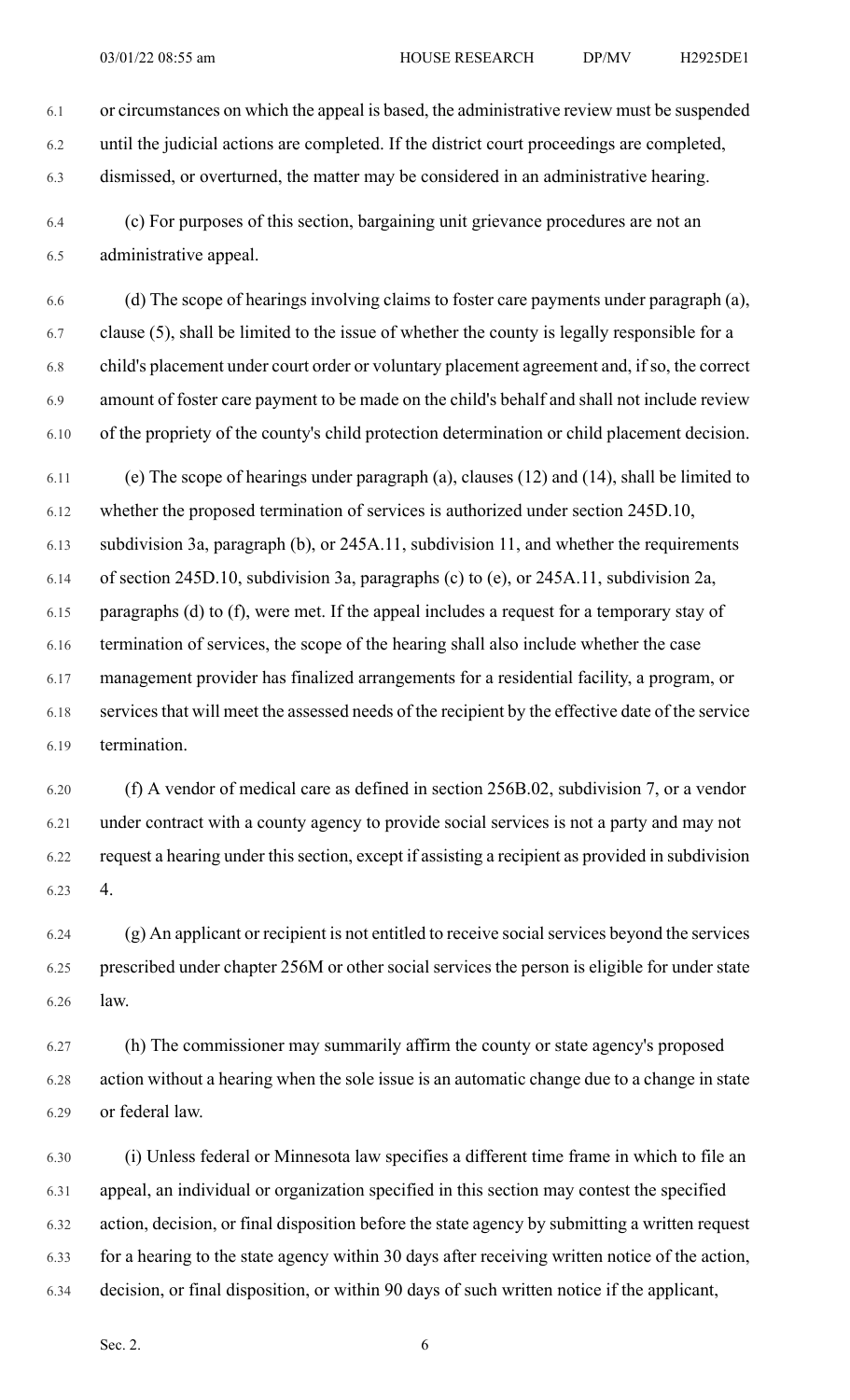or circumstances on which the appeal is based, the administrative review must be suspended until the judicial actions are completed. If the district court proceedings are completed, dismissed, or overturned, the matter may be considered in an administrative hearing.

(c) For purposes of this section, bargaining unit grievance procedures are not an administrative appeal.

(d) The scope of hearings involving claims to foster care payments under paragraph (a), clause (5), shall be limited to the issue of whether the county is legally responsible for a child's placement under court order or voluntary placement agreement and, if so, the correct amount of foster care payment to be made on the child's behalf and shall not include review of the propriety of the county's child protection determination or child placement decision.

(e) The scope of hearings under paragraph (a), clauses (12) and (14), shall be limited to whether the proposed termination of services is authorized under section 245D.10, subdivision 3a, paragraph (b), or 245A.11, subdivision 11, and whether the requirements of section 245D.10, subdivision 3a, paragraphs (c) to (e), or 245A.11, subdivision 2a, paragraphs (d) to (f), were met. If the appeal includes a request for a temporary stay of termination of services, the scope of the hearing shall also include whether the case management provider has finalized arrangements for a residential facility, a program, or services that will meet the assessed needs of the recipient by the effective date of the service termination.

(f) A vendor of medical care as defined in section 256B.02, subdivision 7, or a vendor under contract with a county agency to provide social services is not a party and may not request a hearing under this section, except if assisting a recipient as provided in subdivision 4.

(g) An applicant or recipient is not entitled to receive social services beyond the services prescribed under chapter 256M or other social services the person is eligible for under state law.

(h) The commissioner may summarily affirm the county or state agency's proposed action without a hearing when the sole issue is an automatic change due to a change in state or federal law.

(i) Unless federal or Minnesota law specifies a different time frame in which to file an appeal, an individual or organization specified in this section may contest the specified action, decision, or final disposition before the state agency by submitting a written request for a hearing to the state agency within 30 days after receiving written notice of the action, decision, or final disposition, or within 90 days of such written notice if the applicant,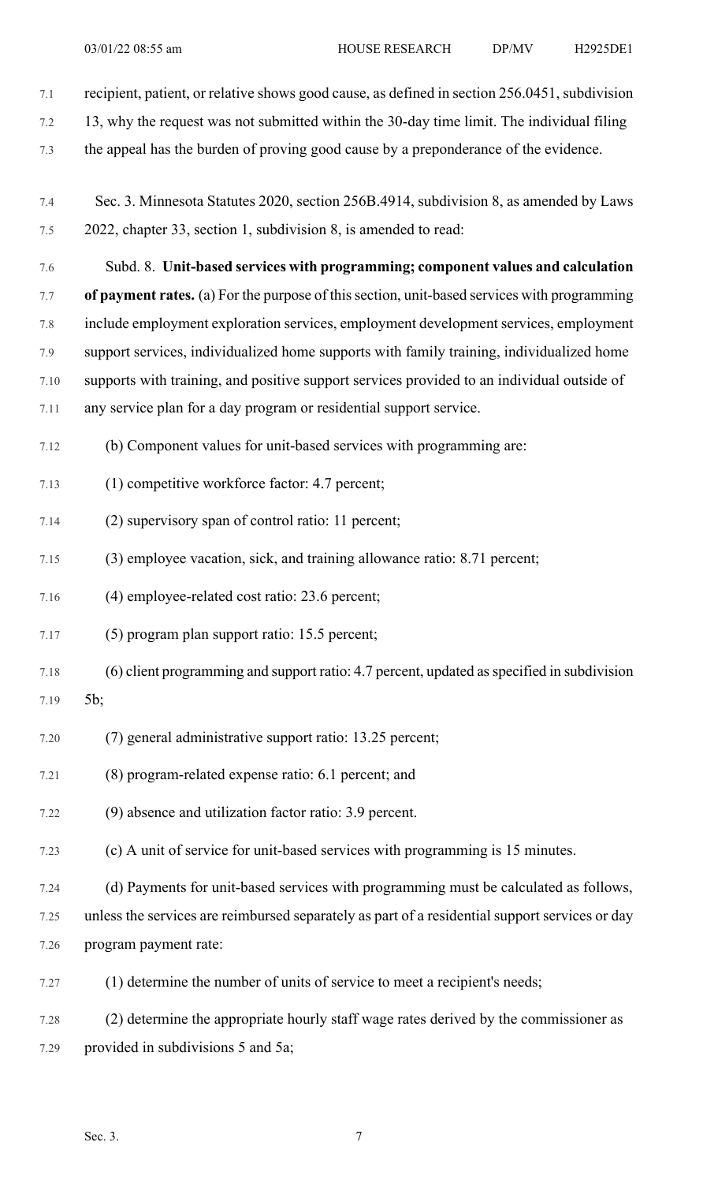recipient, patient, or relative shows good cause, as defined in section 256.0451, subdivision 13, why the request was not submitted within the 30-day time limit. The individual filing the appeal has the burden of proving good cause by a preponderance of the evidence.

Sec. 3. Minnesota Statutes 2020, section 256B.4914, subdivision 8, as amended by Laws 2022, chapter 33, section 1, subdivision 8, is amended to read:

Subd. 8. **Unit-based services with programming; component values and calculation of payment rates.** (a) For the purpose of this section, unit-based services with programming include employment exploration services, employment development services, employment support services, individualized home supports with family training, individualized home supports with training, and positive support services provided to an individual outside of any service plan for a day program or residential support service.

(b) Component values for unit-based services with programming are:

(1) competitive workforce factor: 4.7 percent;

(2) supervisory span of control ratio: 11 percent;

(3) employee vacation, sick, and training allowance ratio: 8.71 percent;

(4) employee-related cost ratio: 23.6 percent;

(5) program plan support ratio: 15.5 percent;

(6) client programming and support ratio: 4.7 percent, updated as specified in subdivision 5b;

(7) general administrative support ratio: 13.25 percent;

(8) program-related expense ratio: 6.1 percent; and

(9) absence and utilization factor ratio: 3.9 percent.

(c) A unit of service for unit-based services with programming is 15 minutes.

(d) Payments for unit-based services with programming must be calculated as follows, unless the services are reimbursed separately as part of a residential support services or day program payment rate:

(1) determine the number of units of service to meet a recipient's needs;

(2) determine the appropriate hourly staff wage rates derived by the commissioner as provided in subdivisions 5 and 5a;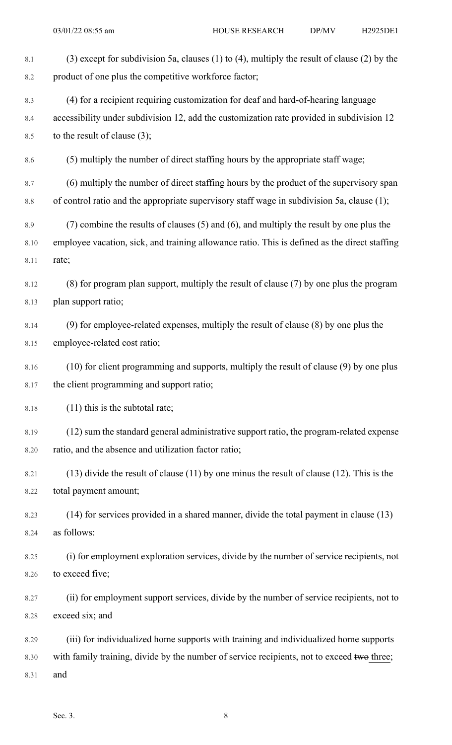(3) except for subdivision 5a, clauses (1) to (4), multiply the result of clause (2) by the product of one plus the competitive workforce factor;

(4) for a recipient requiring customization for deaf and hard-of-hearing language accessibility under subdivision 12, add the customization rate provided in subdivision 12 to the result of clause (3);

(5) multiply the number of direct staffing hours by the appropriate staff wage;

(6) multiply the number of direct staffing hours by the product of the supervisory span of control ratio and the appropriate supervisory staff wage in subdivision 5a, clause (1);

(7) combine the results of clauses (5) and (6), and multiply the result by one plus the employee vacation, sick, and training allowance ratio. This is defined as the direct staffing rate;

(8) for program plan support, multiply the result of clause (7) by one plus the program plan support ratio;

(9) for employee-related expenses, multiply the result of clause (8) by one plus the employee-related cost ratio;

(10) for client programming and supports, multiply the result of clause (9) by one plus the client programming and support ratio;

(11) this is the subtotal rate;

(12) sum the standard general administrative support ratio, the program-related expense ratio, and the absence and utilization factor ratio;

(13) divide the result of clause (11) by one minus the result of clause (12). This is the total payment amount;

(14) for services provided in a shared manner, divide the total payment in clause (13) as follows:

(i) for employment exploration services, divide by the number of service recipients, not to exceed five;

(ii) for employment support services, divide by the number of service recipients, not to exceed six; and

(iii) for individualized home supports with training and individualized home supports with family training, divide by the number of service recipients, not to exceed ~~two~~ three; and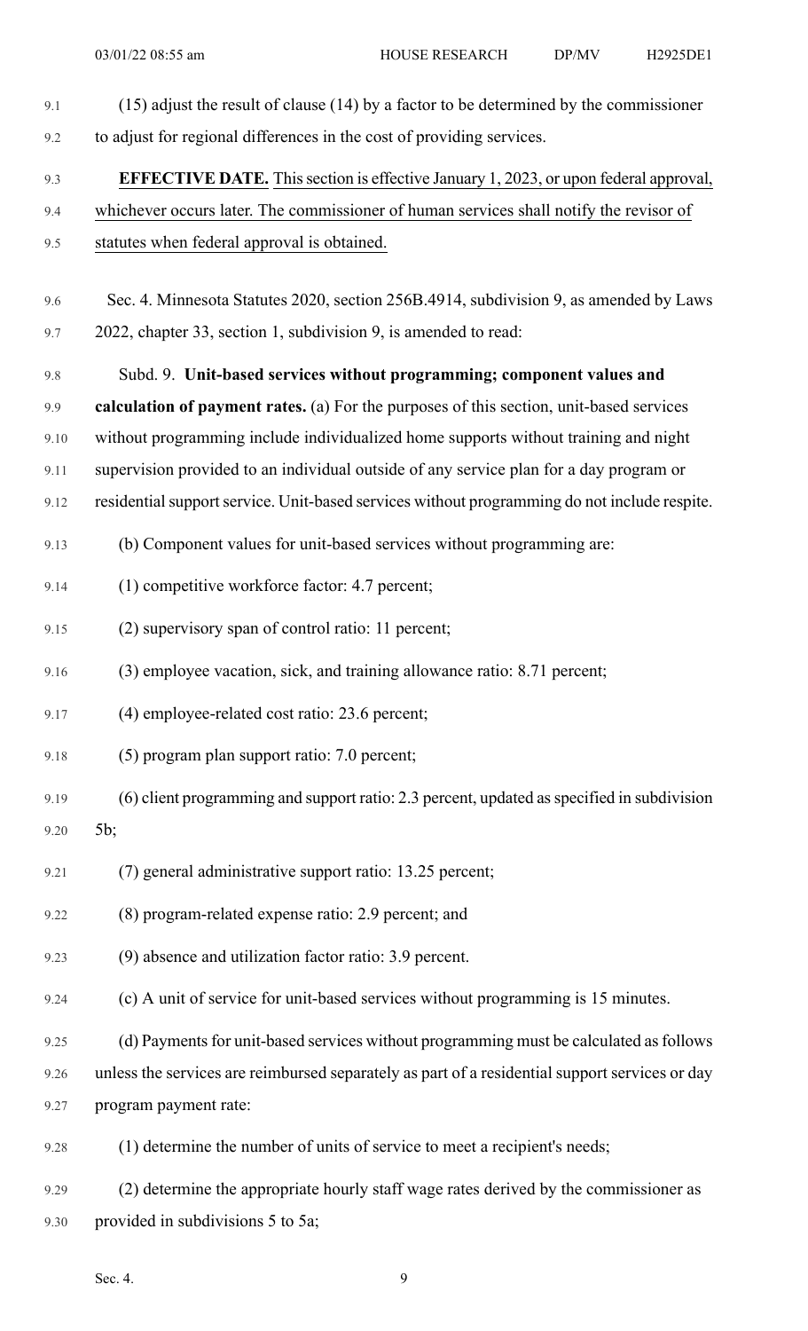(15) adjust the result of clause (14) by a factor to be determined by the commissioner to adjust for regional differences in the cost of providing services.

**EFFECTIVE DATE.** This section is effective January 1, 2023, or upon federal approval, whichever occurs later. The commissioner of human services shall notify the revisor of statutes when federal approval is obtained.

Sec. 4. Minnesota Statutes 2020, section 256B.4914, subdivision 9, as amended by Laws 2022, chapter 33, section 1, subdivision 9, is amended to read:

Subd. 9. **Unit-based services without programming; component values and calculation of payment rates.** (a) For the purposes of this section, unit-based services without programming include individualized home supports without training and night supervision provided to an individual outside of any service plan for a day program or residential support service. Unit-based services without programming do not include respite.

(b) Component values for unit-based services without programming are:

(1) competitive workforce factor: 4.7 percent;

(2) supervisory span of control ratio: 11 percent;

(3) employee vacation, sick, and training allowance ratio: 8.71 percent;

(4) employee-related cost ratio: 23.6 percent;

(5) program plan support ratio: 7.0 percent;

(6) client programming and support ratio: 2.3 percent, updated as specified in subdivision 5b;

(7) general administrative support ratio: 13.25 percent;

(8) program-related expense ratio: 2.9 percent; and

(9) absence and utilization factor ratio: 3.9 percent.

(c) A unit of service for unit-based services without programming is 15 minutes.

(d) Payments for unit-based services without programming must be calculated as follows unless the services are reimbursed separately as part of a residential support services or day program payment rate:

(1) determine the number of units of service to meet a recipient's needs;

(2) determine the appropriate hourly staff wage rates derived by the commissioner as provided in subdivisions 5 to 5a;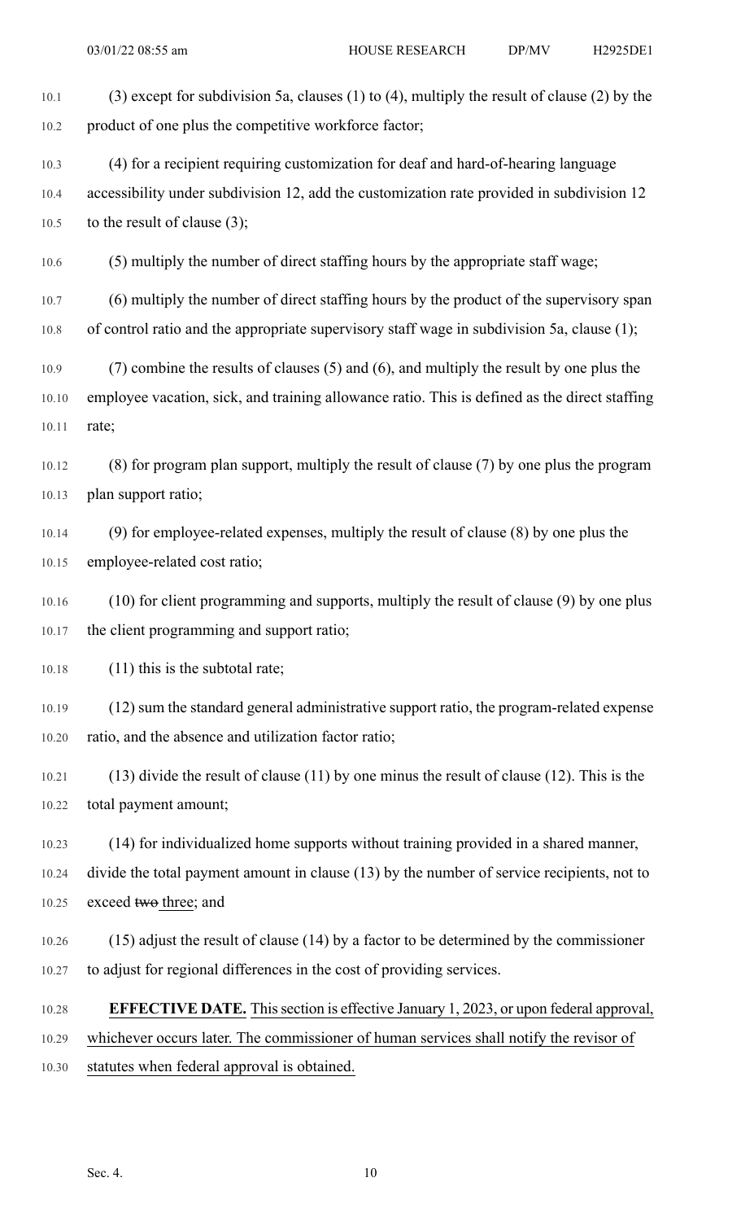(3) except for subdivision 5a, clauses (1) to (4), multiply the result of clause (2) by the product of one plus the competitive workforce factor;

(4) for a recipient requiring customization for deaf and hard-of-hearing language accessibility under subdivision 12, add the customization rate provided in subdivision 12 to the result of clause (3);

(5) multiply the number of direct staffing hours by the appropriate staff wage;

(6) multiply the number of direct staffing hours by the product of the supervisory span of control ratio and the appropriate supervisory staff wage in subdivision 5a, clause (1);

(7) combine the results of clauses (5) and (6), and multiply the result by one plus the employee vacation, sick, and training allowance ratio. This is defined as the direct staffing rate;

(8) for program plan support, multiply the result of clause (7) by one plus the program plan support ratio;

(9) for employee-related expenses, multiply the result of clause (8) by one plus the employee-related cost ratio;

(10) for client programming and supports, multiply the result of clause (9) by one plus the client programming and support ratio;

(11) this is the subtotal rate;

(12) sum the standard general administrative support ratio, the program-related expense ratio, and the absence and utilization factor ratio;

(13) divide the result of clause (11) by one minus the result of clause (12). This is the total payment amount;

(14) for individualized home supports without training provided in a shared manner, divide the total payment amount in clause (13) by the number of service recipients, not to exceed ~~two~~ three; and

(15) adjust the result of clause (14) by a factor to be determined by the commissioner to adjust for regional differences in the cost of providing services.

**EFFECTIVE DATE.** This section is effective January 1, 2023, or upon federal approval, whichever occurs later. The commissioner of human services shall notify the revisor of statutes when federal approval is obtained.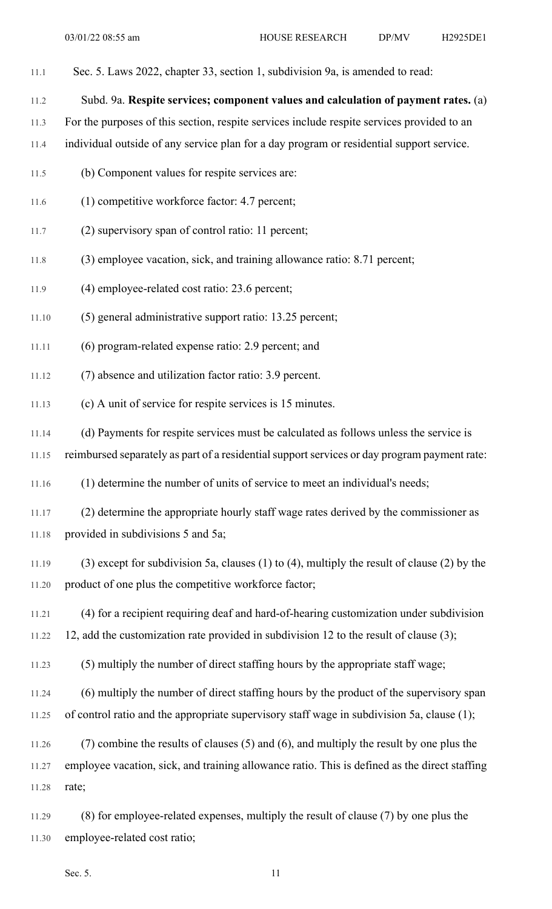Sec. 5. Laws 2022, chapter 33, section 1, subdivision 9a, is amended to read:

Subd. 9a. **Respite services; component values and calculation of payment rates.** (a) For the purposes of this section, respite services include respite services provided to an individual outside of any service plan for a day program or residential support service.

(b) Component values for respite services are:

(1) competitive workforce factor: 4.7 percent;

(2) supervisory span of control ratio: 11 percent;

(3) employee vacation, sick, and training allowance ratio: 8.71 percent;

(4) employee-related cost ratio: 23.6 percent;

(5) general administrative support ratio: 13.25 percent;

(6) program-related expense ratio: 2.9 percent; and

(7) absence and utilization factor ratio: 3.9 percent.

(c) A unit of service for respite services is 15 minutes.

(d) Payments for respite services must be calculated as follows unless the service is reimbursed separately as part of a residential support services or day program payment rate:

(1) determine the number of units of service to meet an individual's needs;

(2) determine the appropriate hourly staff wage rates derived by the commissioner as provided in subdivisions 5 and 5a;

(3) except for subdivision 5a, clauses (1) to (4), multiply the result of clause (2) by the product of one plus the competitive workforce factor;

(4) for a recipient requiring deaf and hard-of-hearing customization under subdivision 12, add the customization rate provided in subdivision 12 to the result of clause (3);

(5) multiply the number of direct staffing hours by the appropriate staff wage;

(6) multiply the number of direct staffing hours by the product of the supervisory span of control ratio and the appropriate supervisory staff wage in subdivision 5a, clause (1);

(7) combine the results of clauses (5) and (6), and multiply the result by one plus the employee vacation, sick, and training allowance ratio. This is defined as the direct staffing rate;

(8) for employee-related expenses, multiply the result of clause (7) by one plus the employee-related cost ratio;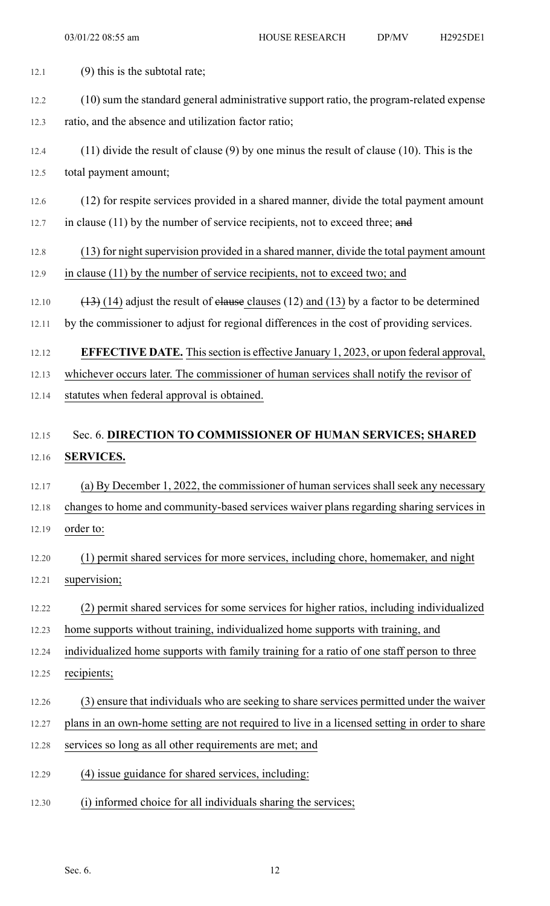(9) this is the subtotal rate;

(10) sum the standard general administrative support ratio, the program-related expense ratio, and the absence and utilization factor ratio;

(11) divide the result of clause (9) by one minus the result of clause (10). This is the total payment amount;

(12) for respite services provided in a shared manner, divide the total payment amount in clause (11) by the number of service recipients, not to exceed three; ~~and~~

(13) for night supervision provided in a shared manner, divide the total payment amount in clause (11) by the number of service recipients, not to exceed two; and

~~(13)~~ (14) adjust the result of ~~clause~~ clauses (12) and (13) by a factor to be determined by the commissioner to adjust for regional differences in the cost of providing services.

**EFFECTIVE DATE.** This section is effective January 1, 2023, or upon federal approval, whichever occurs later. The commissioner of human services shall notify the revisor of statutes when federal approval is obtained.

Sec. 6. **DIRECTION TO COMMISSIONER OF HUMAN SERVICES; SHARED SERVICES.**

(a) By December 1, 2022, the commissioner of human services shall seek any necessary changes to home and community-based services waiver plans regarding sharing services in order to:

(1) permit shared services for more services, including chore, homemaker, and night supervision;

(2) permit shared services for some services for higher ratios, including individualized home supports without training, individualized home supports with training, and individualized home supports with family training for a ratio of one staff person to three recipients;

(3) ensure that individuals who are seeking to share services permitted under the waiver plans in an own-home setting are not required to live in a licensed setting in order to share services so long as all other requirements are met; and

(4) issue guidance for shared services, including:

(i) informed choice for all individuals sharing the services;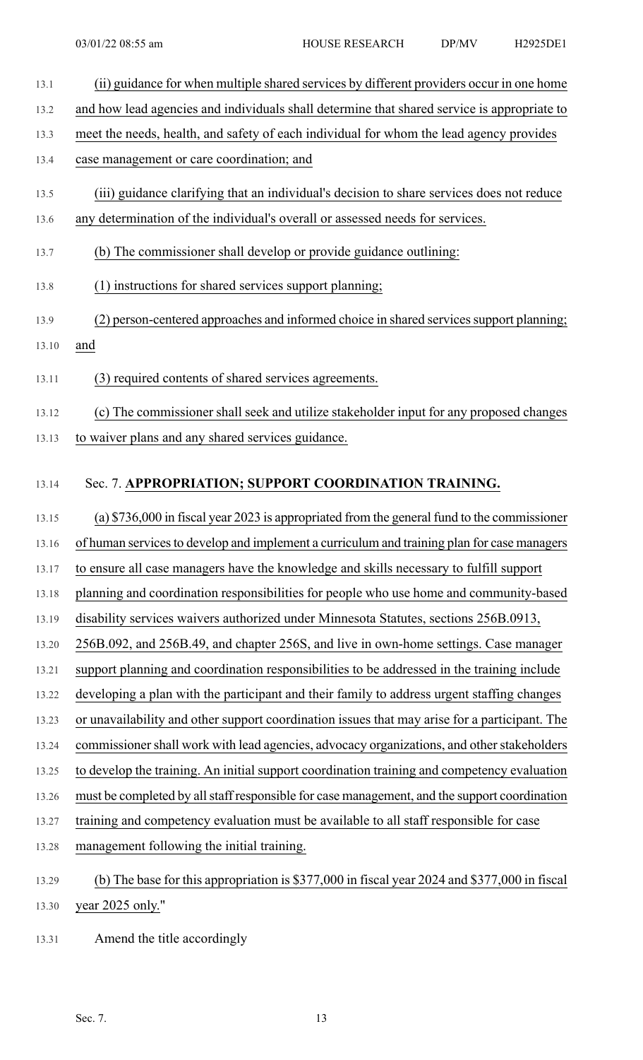(ii) guidance for when multiple shared services by different providers occur in one home and how lead agencies and individuals shall determine that shared service is appropriate to meet the needs, health, and safety of each individual for whom the lead agency provides case management or care coordination; and

(iii) guidance clarifying that an individual's decision to share services does not reduce any determination of the individual's overall or assessed needs for services.

(b) The commissioner shall develop or provide guidance outlining:

(1) instructions for shared services support planning;

(2) person-centered approaches and informed choice in shared services support planning; and

(3) required contents of shared services agreements.

(c) The commissioner shall seek and utilize stakeholder input for any proposed changes to waiver plans and any shared services guidance.

Sec. 7. **APPROPRIATION; SUPPORT COORDINATION TRAINING.**

(a) $736,000 in fiscal year 2023 is appropriated from the general fund to the commissioner of human services to develop and implement a curriculum and training plan for case managers to ensure all case managers have the knowledge and skills necessary to fulfill support planning and coordination responsibilities for people who use home and community-based disability services waivers authorized under Minnesota Statutes, sections 256B.0913, 256B.092, and 256B.49, and chapter 256S, and live in own-home settings. Case manager support planning and coordination responsibilities to be addressed in the training include developing a plan with the participant and their family to address urgent staffing changes or unavailability and other support coordination issues that may arise for a participant. The commissioner shall work with lead agencies, advocacy organizations, and other stakeholders to develop the training. An initial support coordination training and competency evaluation must be completed by all staff responsible for case management, and the support coordination training and competency evaluation must be available to all staff responsible for case management following the initial training.

(b) The base for this appropriation is $377,000 in fiscal year 2024 and $377,000 in fiscal year 2025 only."

Amend the title accordingly